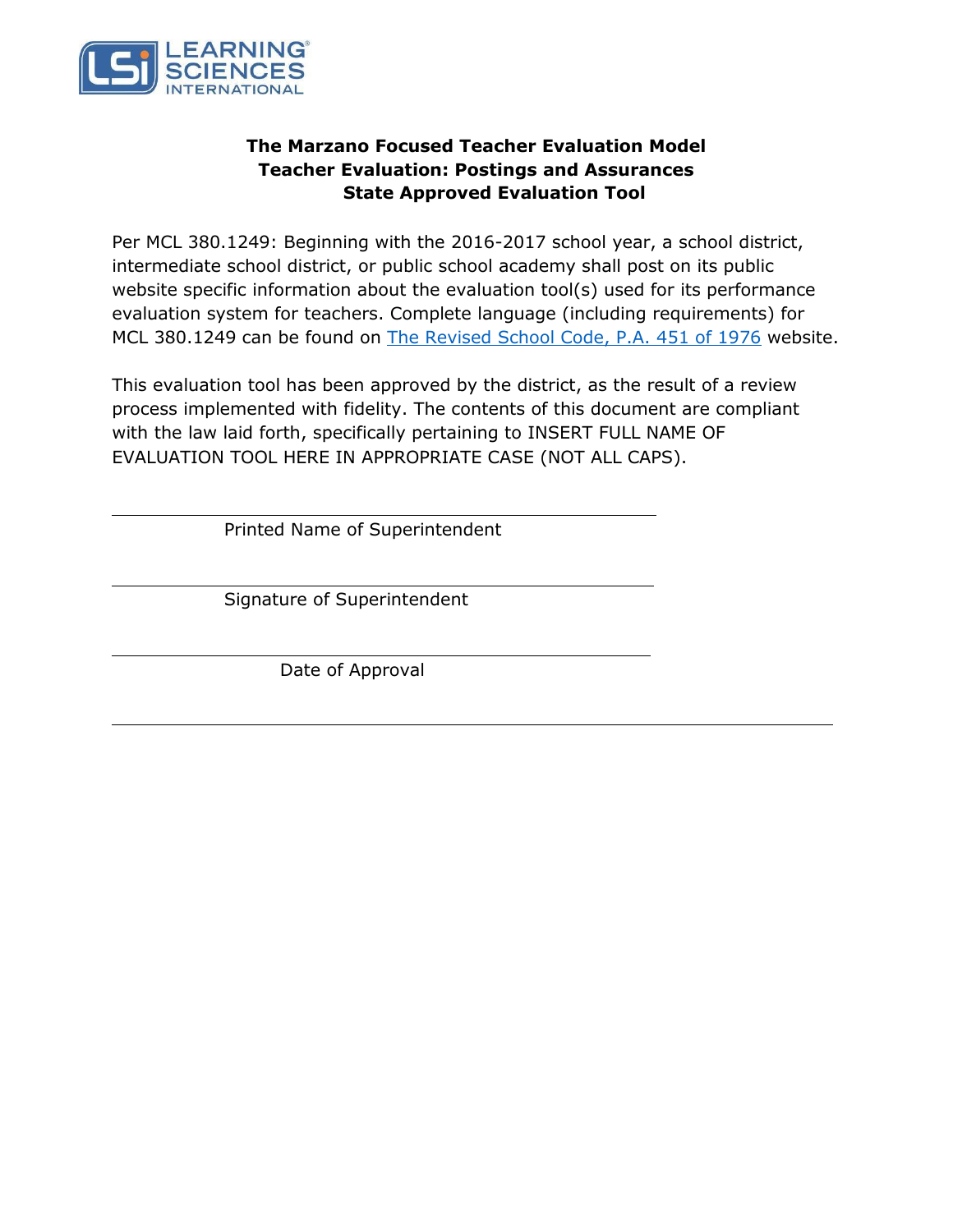# The Marzano Focused Teacher Evaluation Model
## Teacher Evaluation: Postings and Assurances
## State Approved Evaluation Tool

Per MCL 380.1249: Beginning with the 2016-2017 school year, a school district, intermediate school district, or public school academy shall post on its public website specific information about the evaluation tool(s) used for its performance evaluation system for teachers. Complete language (including requirements) for MCL 380.1249 can be found on [The Revised School Code, P.A. 451 of 1976] website.

This evaluation tool has been approved by the district, as the result of a review process implemented with fidelity. The contents of this document are compliant with the law laid forth, specifically pertaining to INSERT FULL NAME OF EVALUATION TOOL HERE IN APPROPRIATE CASE (NOT ALL CAPS).

\_\_\_\_\_\_\_\_\_\_\_\_\_\_\_\_\_\_\_\_\_\_\_\_\_\_\_\_\_\_\_\_\_\_\_\_\_\_\_\_

Printed Name of Superintendent

\_\_\_\_\_\_\_\_\_\_\_\_\_\_\_\_\_\_\_\_\_\_\_\_\_\_\_\_\_\_\_\_\_\_\_\_\_\_\_\_

Signature of Superintendent

\_\_\_\_\_\_\_\_\_\_\_\_\_\_\_\_\_\_\_\_\_\_\_\_\_\_\_\_\_\_\_\_\_\_\_\_\_\_\_\_

Date of Approval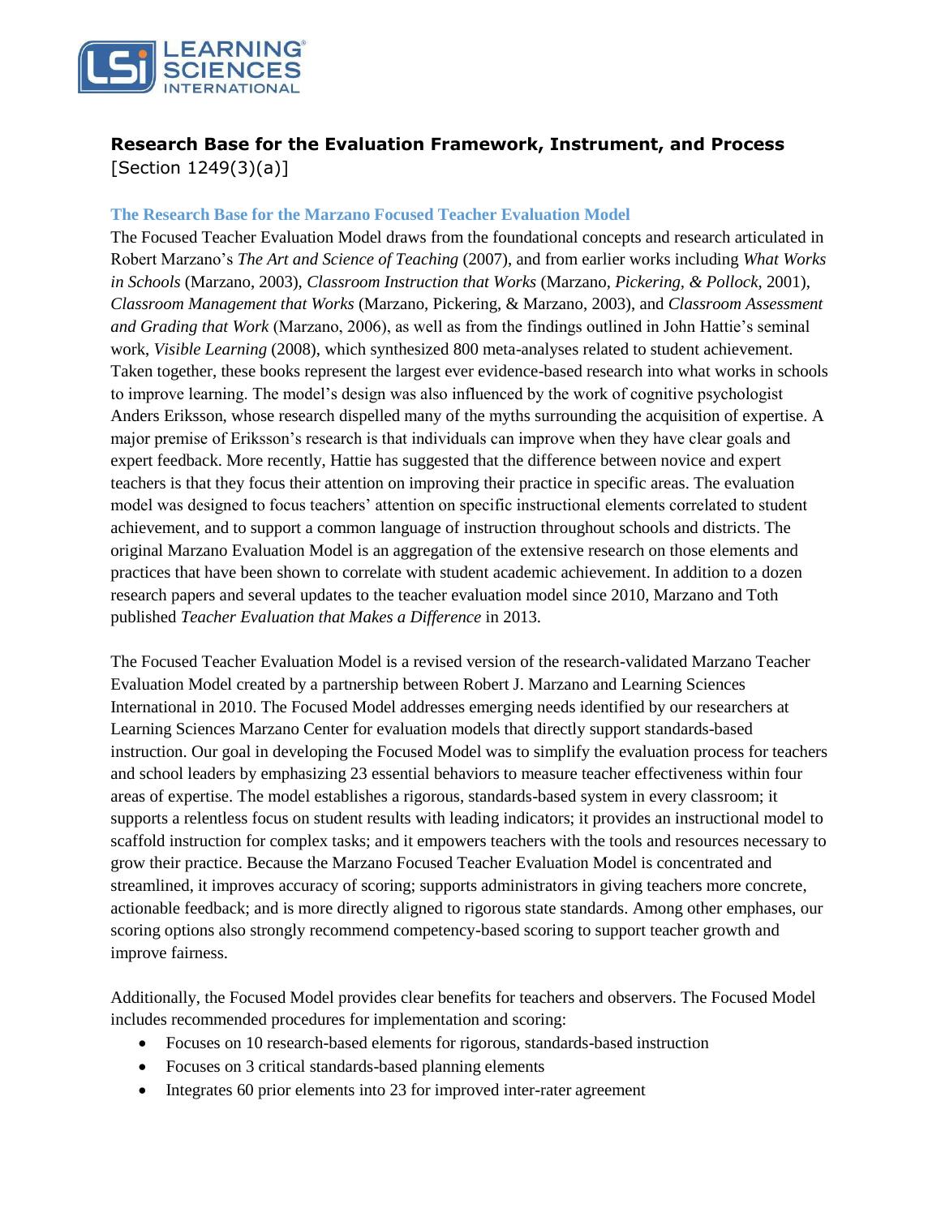## Research Base for the Evaluation Framework, Instrument, and Process
[Section 1249(3)(a)]

### The Research Base for the Marzano Focused Teacher Evaluation Model

The Focused Teacher Evaluation Model draws from the foundational concepts and research articulated in Robert Marzano's *The Art and Science of Teaching* (2007), and from earlier works including *What Works in Schools* (Marzano, 2003), *Classroom Instruction that Works* (Marzano, *Pickering, & Pollock*, 2001), *Classroom Management that Works* (Marzano, Pickering, & Marzano, 2003), and *Classroom Assessment and Grading that Work* (Marzano, 2006), as well as from the findings outlined in John Hattie's seminal work, *Visible Learning* (2008), which synthesized 800 meta-analyses related to student achievement. Taken together, these books represent the largest ever evidence-based research into what works in schools to improve learning. The model's design was also influenced by the work of cognitive psychologist Anders Eriksson, whose research dispelled many of the myths surrounding the acquisition of expertise. A major premise of Eriksson's research is that individuals can improve when they have clear goals and expert feedback. More recently, Hattie has suggested that the difference between novice and expert teachers is that they focus their attention on improving their practice in specific areas. The evaluation model was designed to focus teachers' attention on specific instructional elements correlated to student achievement, and to support a common language of instruction throughout schools and districts. The original Marzano Evaluation Model is an aggregation of the extensive research on those elements and practices that have been shown to correlate with student academic achievement. In addition to a dozen research papers and several updates to the teacher evaluation model since 2010, Marzano and Toth published *Teacher Evaluation that Makes a Difference* in 2013.

The Focused Teacher Evaluation Model is a revised version of the research-validated Marzano Teacher Evaluation Model created by a partnership between Robert J. Marzano and Learning Sciences International in 2010. The Focused Model addresses emerging needs identified by our researchers at Learning Sciences Marzano Center for evaluation models that directly support standards-based instruction. Our goal in developing the Focused Model was to simplify the evaluation process for teachers and school leaders by emphasizing 23 essential behaviors to measure teacher effectiveness within four areas of expertise. The model establishes a rigorous, standards-based system in every classroom; it supports a relentless focus on student results with leading indicators; it provides an instructional model to scaffold instruction for complex tasks; and it empowers teachers with the tools and resources necessary to grow their practice. Because the Marzano Focused Teacher Evaluation Model is concentrated and streamlined, it improves accuracy of scoring; supports administrators in giving teachers more concrete, actionable feedback; and is more directly aligned to rigorous state standards. Among other emphases, our scoring options also strongly recommend competency-based scoring to support teacher growth and improve fairness.

Additionally, the Focused Model provides clear benefits for teachers and observers. The Focused Model includes recommended procedures for implementation and scoring:

- Focuses on 10 research-based elements for rigorous, standards-based instruction
- Focuses on 3 critical standards-based planning elements
- Integrates 60 prior elements into 23 for improved inter-rater agreement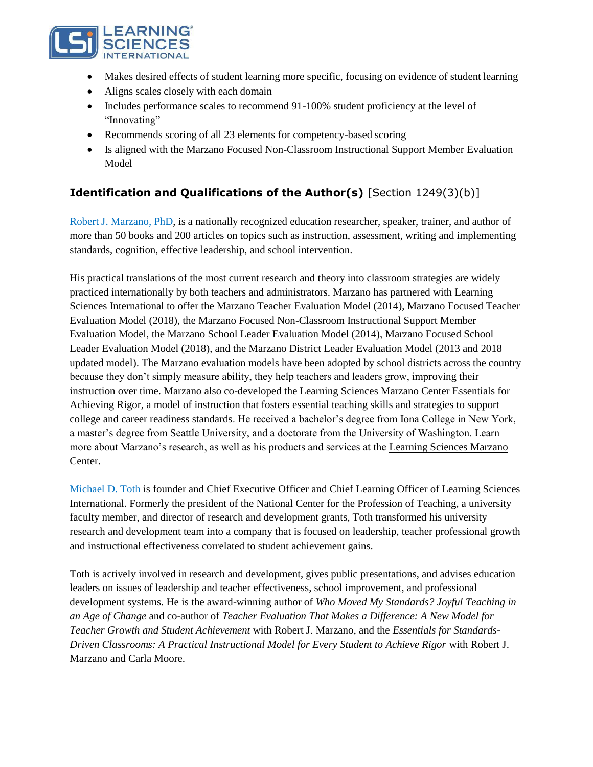- Makes desired effects of student learning more specific, focusing on evidence of student learning
- Aligns scales closely with each domain
- Includes performance scales to recommend 91-100% student proficiency at the level of "Innovating"
- Recommends scoring of all 23 elements for competency-based scoring
- Is aligned with the Marzano Focused Non-Classroom Instructional Support Member Evaluation Model

---

## **Identification and Qualifications of the Author(s)** [Section 1249(3)(b)]

Robert J. Marzano, PhD, is a nationally recognized education researcher, speaker, trainer, and author of more than 50 books and 200 articles on topics such as instruction, assessment, writing and implementing standards, cognition, effective leadership, and school intervention.

His practical translations of the most current research and theory into classroom strategies are widely practiced internationally by both teachers and administrators. Marzano has partnered with Learning Sciences International to offer the Marzano Teacher Evaluation Model (2014), Marzano Focused Teacher Evaluation Model (2018), the Marzano Focused Non-Classroom Instructional Support Member Evaluation Model, the Marzano School Leader Evaluation Model (2014), Marzano Focused School Leader Evaluation Model (2018), and the Marzano District Leader Evaluation Model (2013 and 2018 updated model). The Marzano evaluation models have been adopted by school districts across the country because they don't simply measure ability, they help teachers and leaders grow, improving their instruction over time. Marzano also co-developed the Learning Sciences Marzano Center Essentials for Achieving Rigor, a model of instruction that fosters essential teaching skills and strategies to support college and career readiness standards. He received a bachelor's degree from Iona College in New York, a master's degree from Seattle University, and a doctorate from the University of Washington. Learn more about Marzano's research, as well as his products and services at the Learning Sciences Marzano Center.

Michael D. Toth is founder and Chief Executive Officer and Chief Learning Officer of Learning Sciences International. Formerly the president of the National Center for the Profession of Teaching, a university faculty member, and director of research and development grants, Toth transformed his university research and development team into a company that is focused on leadership, teacher professional growth and instructional effectiveness correlated to student achievement gains.

Toth is actively involved in research and development, gives public presentations, and advises education leaders on issues of leadership and teacher effectiveness, school improvement, and professional development systems. He is the award-winning author of *Who Moved My Standards? Joyful Teaching in an Age of Change* and co-author of *Teacher Evaluation That Makes a Difference: A New Model for Teacher Growth and Student Achievement* with Robert J. Marzano, and the *Essentials for Standards-Driven Classrooms: A Practical Instructional Model for Every Student to Achieve Rigor* with Robert J. Marzano and Carla Moore.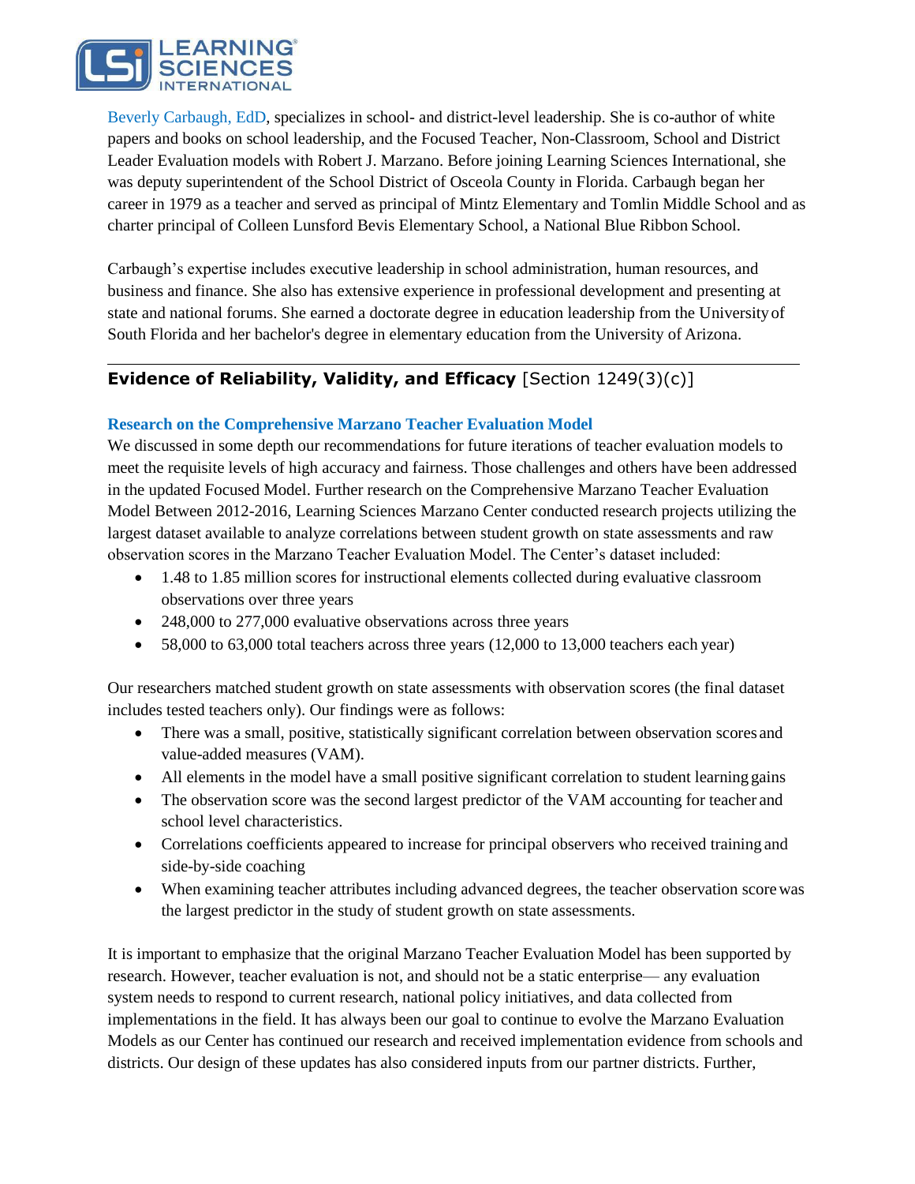Beverly Carbaugh, EdD, specializes in school- and district-level leadership. She is co-author of white papers and books on school leadership, and the Focused Teacher, Non-Classroom, School and District Leader Evaluation models with Robert J. Marzano. Before joining Learning Sciences International, she was deputy superintendent of the School District of Osceola County in Florida. Carbaugh began her career in 1979 as a teacher and served as principal of Mintz Elementary and Tomlin Middle School and as charter principal of Colleen Lunsford Bevis Elementary School, a National Blue Ribbon School.

Carbaugh's expertise includes executive leadership in school administration, human resources, and business and finance. She also has extensive experience in professional development and presenting at state and national forums. She earned a doctorate degree in education leadership from the University of South Florida and her bachelor's degree in elementary education from the University of Arizona.

## **Evidence of Reliability, Validity, and Efficacy** [Section 1249(3)(c)]

### Research on the Comprehensive Marzano Teacher Evaluation Model

We discussed in some depth our recommendations for future iterations of teacher evaluation models to meet the requisite levels of high accuracy and fairness. Those challenges and others have been addressed in the updated Focused Model. Further research on the Comprehensive Marzano Teacher Evaluation Model Between 2012-2016, Learning Sciences Marzano Center conducted research projects utilizing the largest dataset available to analyze correlations between student growth on state assessments and raw observation scores in the Marzano Teacher Evaluation Model. The Center's dataset included:

- 1.48 to 1.85 million scores for instructional elements collected during evaluative classroom observations over three years
- 248,000 to 277,000 evaluative observations across three years
- 58,000 to 63,000 total teachers across three years (12,000 to 13,000 teachers each year)

Our researchers matched student growth on state assessments with observation scores (the final dataset includes tested teachers only). Our findings were as follows:

- There was a small, positive, statistically significant correlation between observation scores and value-added measures (VAM).
- All elements in the model have a small positive significant correlation to student learning gains
- The observation score was the second largest predictor of the VAM accounting for teacher and school level characteristics.
- Correlations coefficients appeared to increase for principal observers who received training and side-by-side coaching
- When examining teacher attributes including advanced degrees, the teacher observation score was the largest predictor in the study of student growth on state assessments.

It is important to emphasize that the original Marzano Teacher Evaluation Model has been supported by research. However, teacher evaluation is not, and should not be a static enterprise— any evaluation system needs to respond to current research, national policy initiatives, and data collected from implementations in the field. It has always been our goal to continue to evolve the Marzano Evaluation Models as our Center has continued our research and received implementation evidence from schools and districts. Our design of these updates has also considered inputs from our partner districts. Further,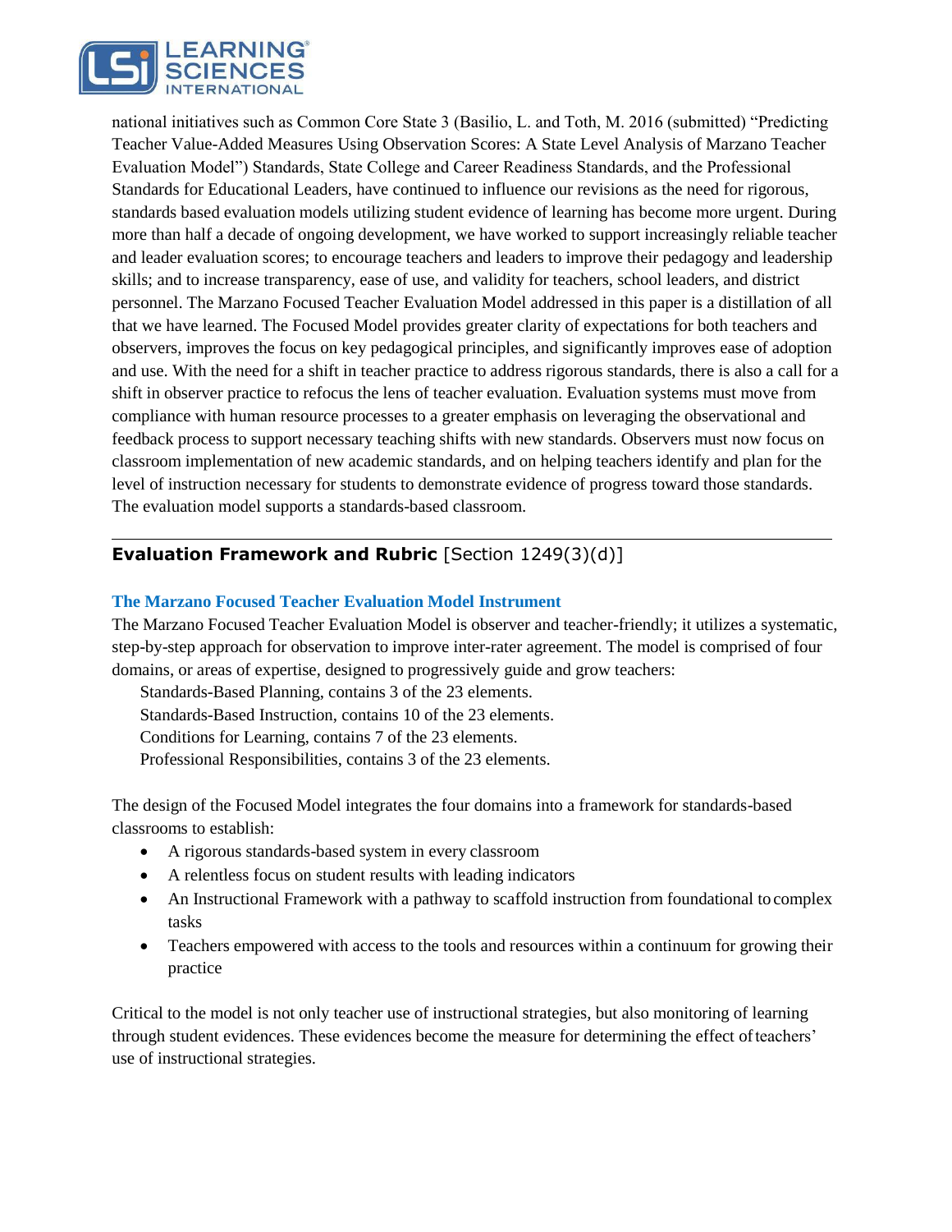national initiatives such as Common Core State 3 (Basilio, L. and Toth, M. 2016 (submitted) "Predicting Teacher Value-Added Measures Using Observation Scores: A State Level Analysis of Marzano Teacher Evaluation Model") Standards, State College and Career Readiness Standards, and the Professional Standards for Educational Leaders, have continued to influence our revisions as the need for rigorous, standards based evaluation models utilizing student evidence of learning has become more urgent. During more than half a decade of ongoing development, we have worked to support increasingly reliable teacher and leader evaluation scores; to encourage teachers and leaders to improve their pedagogy and leadership skills; and to increase transparency, ease of use, and validity for teachers, school leaders, and district personnel. The Marzano Focused Teacher Evaluation Model addressed in this paper is a distillation of all that we have learned. The Focused Model provides greater clarity of expectations for both teachers and observers, improves the focus on key pedagogical principles, and significantly improves ease of adoption and use. With the need for a shift in teacher practice to address rigorous standards, there is also a call for a shift in observer practice to refocus the lens of teacher evaluation. Evaluation systems must move from compliance with human resource processes to a greater emphasis on leveraging the observational and feedback process to support necessary teaching shifts with new standards. Observers must now focus on classroom implementation of new academic standards, and on helping teachers identify and plan for the level of instruction necessary for students to demonstrate evidence of progress toward those standards. The evaluation model supports a standards-based classroom.

---

## **Evaluation Framework and Rubric** [Section 1249(3)(d)]

### The Marzano Focused Teacher Evaluation Model Instrument

The Marzano Focused Teacher Evaluation Model is observer and teacher-friendly; it utilizes a systematic, step-by-step approach for observation to improve inter-rater agreement. The model is comprised of four domains, or areas of expertise, designed to progressively guide and grow teachers:

Standards-Based Planning, contains 3 of the 23 elements.
Standards-Based Instruction, contains 10 of the 23 elements.
Conditions for Learning, contains 7 of the 23 elements.
Professional Responsibilities, contains 3 of the 23 elements.

The design of the Focused Model integrates the four domains into a framework for standards-based classrooms to establish:

- A rigorous standards-based system in every classroom
- A relentless focus on student results with leading indicators
- An Instructional Framework with a pathway to scaffold instruction from foundational to complex tasks
- Teachers empowered with access to the tools and resources within a continuum for growing their practice

Critical to the model is not only teacher use of instructional strategies, but also monitoring of learning through student evidences. These evidences become the measure for determining the effect of teachers' use of instructional strategies.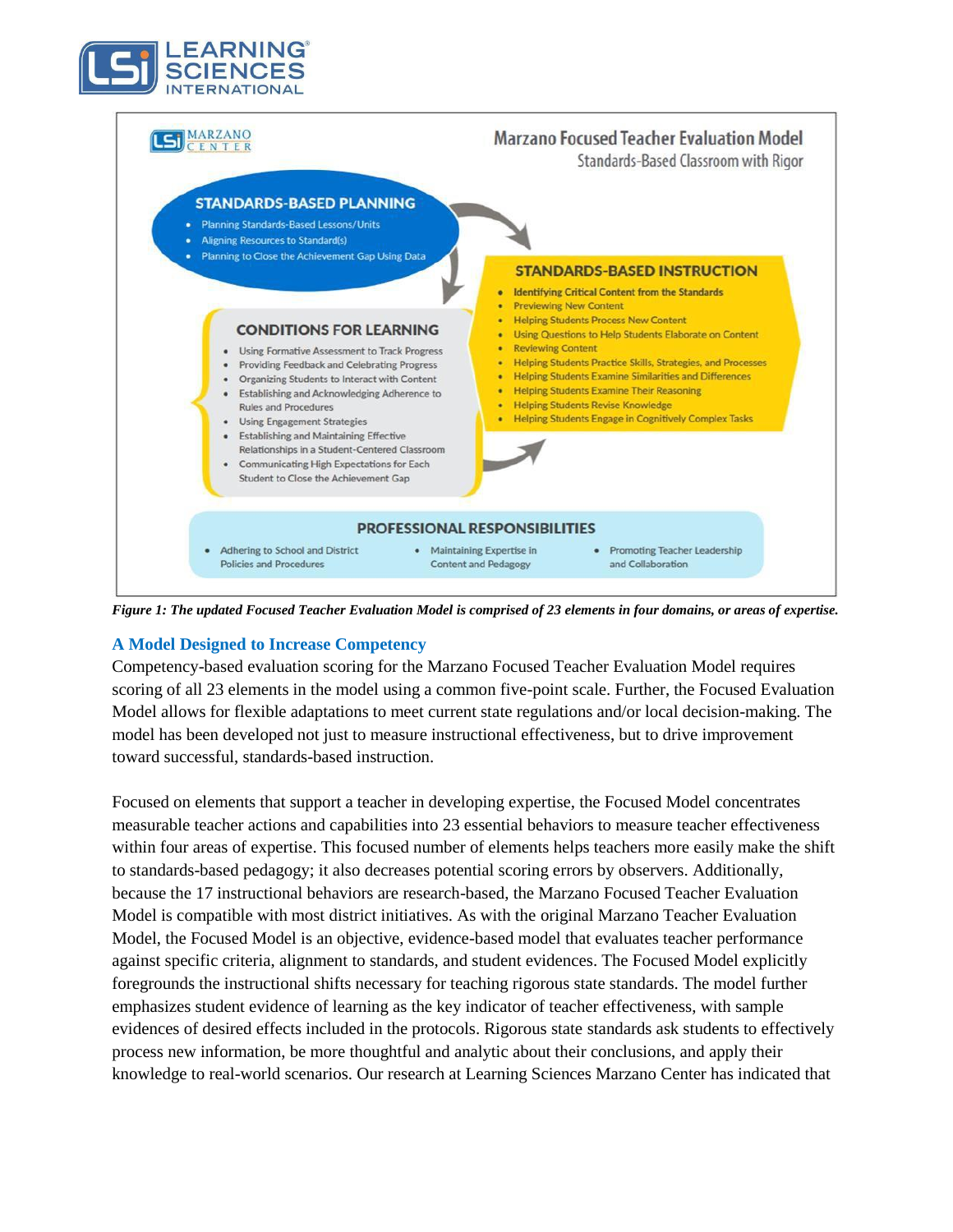Marzano Focused Teacher Evaluation Model

Standards-Based Classroom with Rigor

**STANDARDS-BASED PLANNING**

- Planning Standards-Based Lessons/Units
- Aligning Resources to Standard(s)
- Planning to Close the Achievement Gap Using Data

**STANDARDS-BASED INSTRUCTION**

- Identifying Critical Content from the Standards
- Previewing New Content
- Helping Students Process New Content
- Using Questions to Help Students Elaborate on Content
- Reviewing Content
- Helping Students Practice Skills, Strategies, and Processes
- Helping Students Examine Similarities and Differences
- Helping Students Examine Their Reasoning
- Helping Students Revise Knowledge
- Helping Students Engage in Cognitively Complex Tasks

**CONDITIONS FOR LEARNING**

- Using Formative Assessment to Track Progress
- Providing Feedback and Celebrating Progress
- Organizing Students to Interact with Content
- Establishing and Acknowledging Adherence to Rules and Procedures
- Using Engagement Strategies
- Establishing and Maintaining Effective Relationships in a Student-Centered Classroom
- Communicating High Expectations for Each Student to Close the Achievement Gap

**PROFESSIONAL RESPONSIBILITIES**

- Adhering to School and District Policies and Procedures
- Maintaining Expertise in Content and Pedagogy
- Promoting Teacher Leadership and Collaboration

***Figure 1: The updated Focused Teacher Evaluation Model is comprised of 23 elements in four domains, or areas of expertise.***

## A Model Designed to Increase Competency

Competency-based evaluation scoring for the Marzano Focused Teacher Evaluation Model requires scoring of all 23 elements in the model using a common five-point scale. Further, the Focused Evaluation Model allows for flexible adaptations to meet current state regulations and/or local decision-making. The model has been developed not just to measure instructional effectiveness, but to drive improvement toward successful, standards-based instruction.

Focused on elements that support a teacher in developing expertise, the Focused Model concentrates measurable teacher actions and capabilities into 23 essential behaviors to measure teacher effectiveness within four areas of expertise. This focused number of elements helps teachers more easily make the shift to standards-based pedagogy; it also decreases potential scoring errors by observers. Additionally, because the 17 instructional behaviors are research-based, the Marzano Focused Teacher Evaluation Model is compatible with most district initiatives. As with the original Marzano Teacher Evaluation Model, the Focused Model is an objective, evidence-based model that evaluates teacher performance against specific criteria, alignment to standards, and student evidences. The Focused Model explicitly foregrounds the instructional shifts necessary for teaching rigorous state standards. The model further emphasizes student evidence of learning as the key indicator of teacher effectiveness, with sample evidences of desired effects included in the protocols. Rigorous state standards ask students to effectively process new information, be more thoughtful and analytic about their conclusions, and apply their knowledge to real-world scenarios. Our research at Learning Sciences Marzano Center has indicated that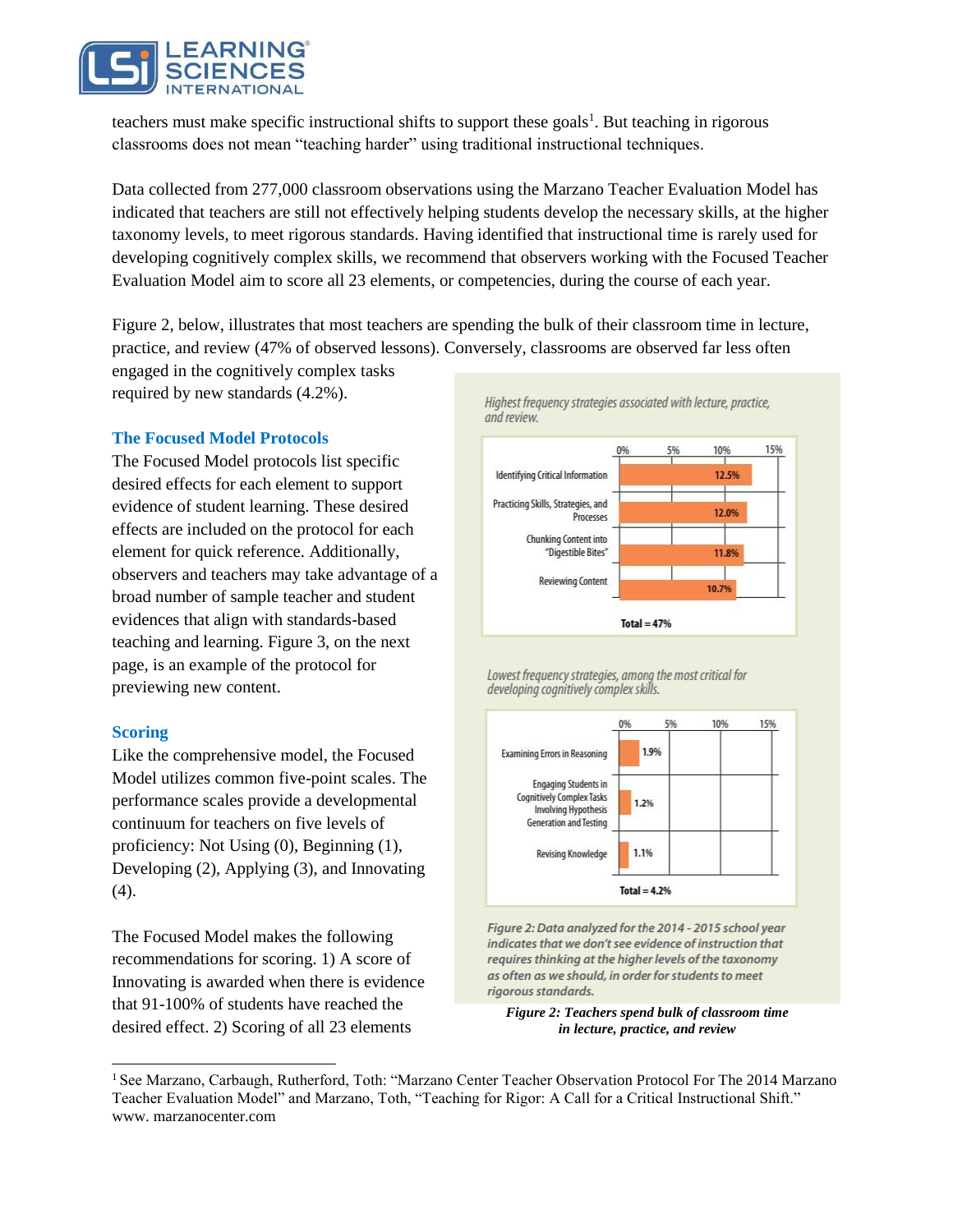teachers must make specific instructional shifts to support these goals[1]. But teaching in rigorous classrooms does not mean "teaching harder" using traditional instructional techniques.

Data collected from 277,000 classroom observations using the Marzano Teacher Evaluation Model has indicated that teachers are still not effectively helping students develop the necessary skills, at the higher taxonomy levels, to meet rigorous standards. Having identified that instructional time is rarely used for developing cognitively complex skills, we recommend that observers working with the Focused Teacher Evaluation Model aim to score all 23 elements, or competencies, during the course of each year.

Figure 2, below, illustrates that most teachers are spending the bulk of their classroom time in lecture, practice, and review (47% of observed lessons). Conversely, classrooms are observed far less often engaged in the cognitively complex tasks required by new standards (4.2%).

*Highest frequency strategies associated with lecture, practice, and review.*

| Strategy | Frequency |
|---|---|
| Identifying Critical Information | 12.5% |
| Practicing Skills, Strategies, and Processes | 12.0% |
| Chunking Content into "Digestible Bites" | 11.8% |
| Reviewing Content | 10.7% |
| **Total** | **47%** |

*Lowest frequency strategies, among the most critical for developing cognitively complex skills.*

| Strategy | Frequency |
|---|---|
| Examining Errors in Reasoning | 1.9% |
| Engaging Students in Cognitively Complex Tasks Involving Hypothesis Generation and Testing | 1.2% |
| Revising Knowledge | 1.1% |
| **Total** | **4.2%** |

*Figure 2: Data analyzed for the 2014 - 2015 school year indicates that we don't see evidence of instruction that requires thinking at the higher levels of the taxonomy as often as we should, in order for students to meet rigorous standards.*

***Figure 2: Teachers spend bulk of classroom time in lecture, practice, and review***

## The Focused Model Protocols

The Focused Model protocols list specific desired effects for each element to support evidence of student learning. These desired effects are included on the protocol for each element for quick reference. Additionally, observers and teachers may take advantage of a broad number of sample teacher and student evidences that align with standards-based teaching and learning. Figure 3, on the next page, is an example of the protocol for previewing new content.

## Scoring

Like the comprehensive model, the Focused Model utilizes common five-point scales. The performance scales provide a developmental continuum for teachers on five levels of proficiency: Not Using (0), Beginning (1), Developing (2), Applying (3), and Innovating (4).

The Focused Model makes the following recommendations for scoring. 1) A score of Innovating is awarded when there is evidence that 91-100% of students have reached the desired effect. 2) Scoring of all 23 elements

---

[1] See Marzano, Carbaugh, Rutherford, Toth: "Marzano Center Teacher Observation Protocol For The 2014 Marzano Teacher Evaluation Model" and Marzano, Toth, "Teaching for Rigor: A Call for a Critical Instructional Shift." www. marzanocenter.com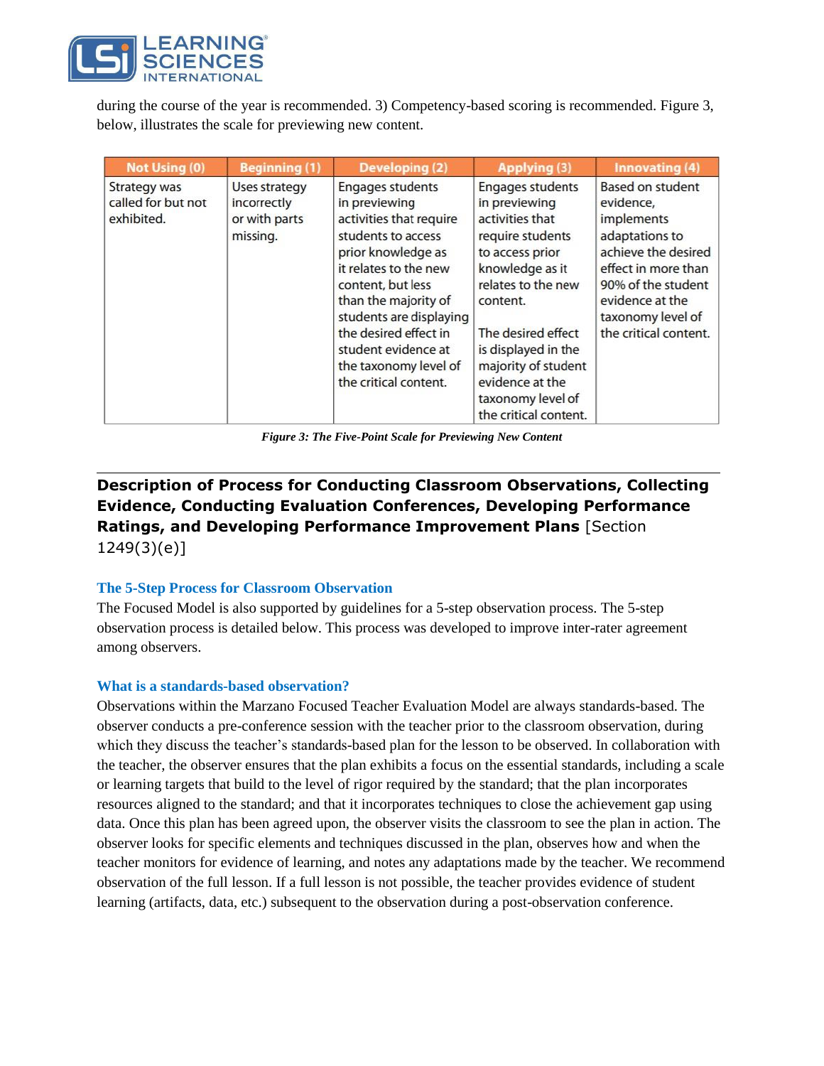during the course of the year is recommended. 3) Competency-based scoring is recommended. Figure 3, below, illustrates the scale for previewing new content.

| Not Using (0) | Beginning (1) | Developing (2) | Applying (3) | Innovating (4) |
|---|---|---|---|---|
| Strategy was called for but not exhibited. | Uses strategy incorrectly or with parts missing. | Engages students in previewing activities that require students to access prior knowledge as it relates to the new content, but less than the majority of students are displaying the desired effect in student evidence at the taxonomy level of the critical content. | Engages students in previewing activities that require students to access prior knowledge as it relates to the new content.<br><br>The desired effect is displayed in the majority of student evidence at the taxonomy level of the critical content. | Based on student evidence, implements adaptations to achieve the desired effect in more than 90% of the student evidence at the taxonomy level of the critical content. |

*Figure 3: The Five-Point Scale for Previewing New Content*

## **Description of Process for Conducting Classroom Observations, Collecting Evidence, Conducting Evaluation Conferences, Developing Performance Ratings, and Developing Performance Improvement Plans** [Section 1249(3)(e)]

### The 5-Step Process for Classroom Observation

The Focused Model is also supported by guidelines for a 5-step observation process. The 5-step observation process is detailed below. This process was developed to improve inter-rater agreement among observers.

### What is a standards-based observation?

Observations within the Marzano Focused Teacher Evaluation Model are always standards-based. The observer conducts a pre-conference session with the teacher prior to the classroom observation, during which they discuss the teacher's standards-based plan for the lesson to be observed. In collaboration with the teacher, the observer ensures that the plan exhibits a focus on the essential standards, including a scale or learning targets that build to the level of rigor required by the standard; that the plan incorporates resources aligned to the standard; and that it incorporates techniques to close the achievement gap using data. Once this plan has been agreed upon, the observer visits the classroom to see the plan in action. The observer looks for specific elements and techniques discussed in the plan, observes how and when the teacher monitors for evidence of learning, and notes any adaptations made by the teacher. We recommend observation of the full lesson. If a full lesson is not possible, the teacher provides evidence of student learning (artifacts, data, etc.) subsequent to the observation during a post-observation conference.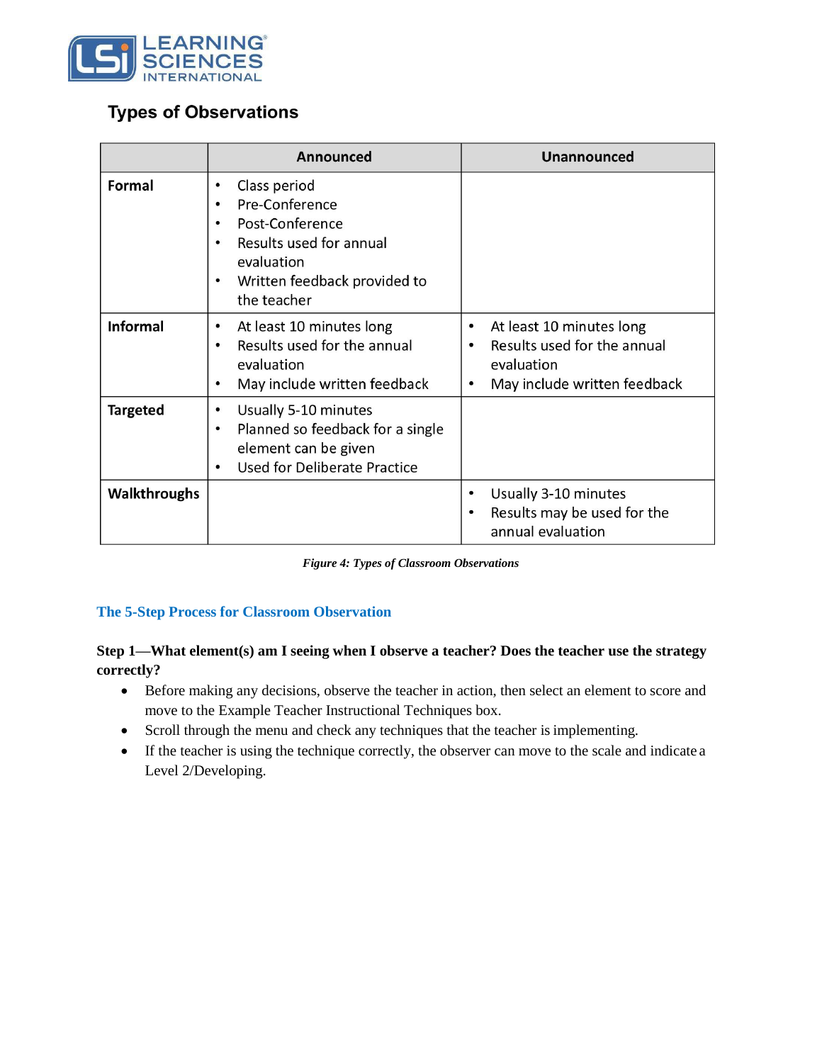## Types of Observations

| | Announced | Unannounced |
|---|---|---|
| **Formal** | • Class period<br>• Pre-Conference<br>• Post-Conference<br>• Results used for annual evaluation<br>• Written feedback provided to the teacher | |
| **Informal** | • At least 10 minutes long<br>• Results used for the annual evaluation<br>• May include written feedback | • At least 10 minutes long<br>• Results used for the annual evaluation<br>• May include written feedback |
| **Targeted** | • Usually 5-10 minutes<br>• Planned so feedback for a single element can be given<br>• Used for Deliberate Practice | |
| **Walkthroughs** | | • Usually 3-10 minutes<br>• Results may be used for the annual evaluation |

*Figure 4: Types of Classroom Observations*

### The 5-Step Process for Classroom Observation

**Step 1—What element(s) am I seeing when I observe a teacher? Does the teacher use the strategy correctly?**

- Before making any decisions, observe the teacher in action, then select an element to score and move to the Example Teacher Instructional Techniques box.
- Scroll through the menu and check any techniques that the teacher is implementing.
- If the teacher is using the technique correctly, the observer can move to the scale and indicate a Level 2/Developing.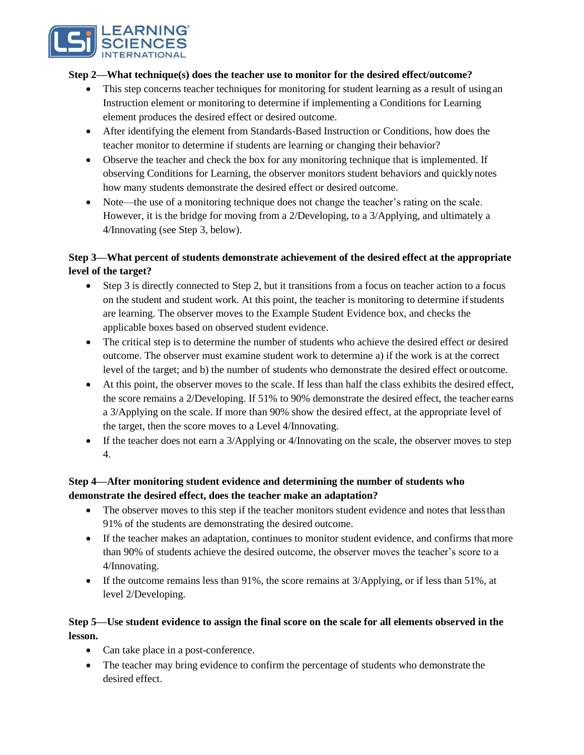**Step 2—What technique(s) does the teacher use to monitor for the desired effect/outcome?**

- This step concerns teacher techniques for monitoring for student learning as a result of using an Instruction element or monitoring to determine if implementing a Conditions for Learning element produces the desired effect or desired outcome.
- After identifying the element from Standards-Based Instruction or Conditions, how does the teacher monitor to determine if students are learning or changing their behavior?
- Observe the teacher and check the box for any monitoring technique that is implemented. If observing Conditions for Learning, the observer monitors student behaviors and quickly notes how many students demonstrate the desired effect or desired outcome.
- Note—the use of a monitoring technique does not change the teacher's rating on the scale. However, it is the bridge for moving from a 2/Developing, to a 3/Applying, and ultimately a 4/Innovating (see Step 3, below).

**Step 3—What percent of students demonstrate achievement of the desired effect at the appropriate level of the target?**

- Step 3 is directly connected to Step 2, but it transitions from a focus on teacher action to a focus on the student and student work. At this point, the teacher is monitoring to determine if students are learning. The observer moves to the Example Student Evidence box, and checks the applicable boxes based on observed student evidence.
- The critical step is to determine the number of students who achieve the desired effect or desired outcome. The observer must examine student work to determine a) if the work is at the correct level of the target; and b) the number of students who demonstrate the desired effect or outcome.
- At this point, the observer moves to the scale. If less than half the class exhibits the desired effect, the score remains a 2/Developing. If 51% to 90% demonstrate the desired effect, the teacher earns a 3/Applying on the scale. If more than 90% show the desired effect, at the appropriate level of the target, then the score moves to a Level 4/Innovating.
- If the teacher does not earn a 3/Applying or 4/Innovating on the scale, the observer moves to step 4.

**Step 4—After monitoring student evidence and determining the number of students who demonstrate the desired effect, does the teacher make an adaptation?**

- The observer moves to this step if the teacher monitors student evidence and notes that less than 91% of the students are demonstrating the desired outcome.
- If the teacher makes an adaptation, continues to monitor student evidence, and confirms that more than 90% of students achieve the desired outcome, the observer moves the teacher's score to a 4/Innovating.
- If the outcome remains less than 91%, the score remains at 3/Applying, or if less than 51%, at level 2/Developing.

**Step 5—Use student evidence to assign the final score on the scale for all elements observed in the lesson.**

- Can take place in a post-conference.
- The teacher may bring evidence to confirm the percentage of students who demonstrate the desired effect.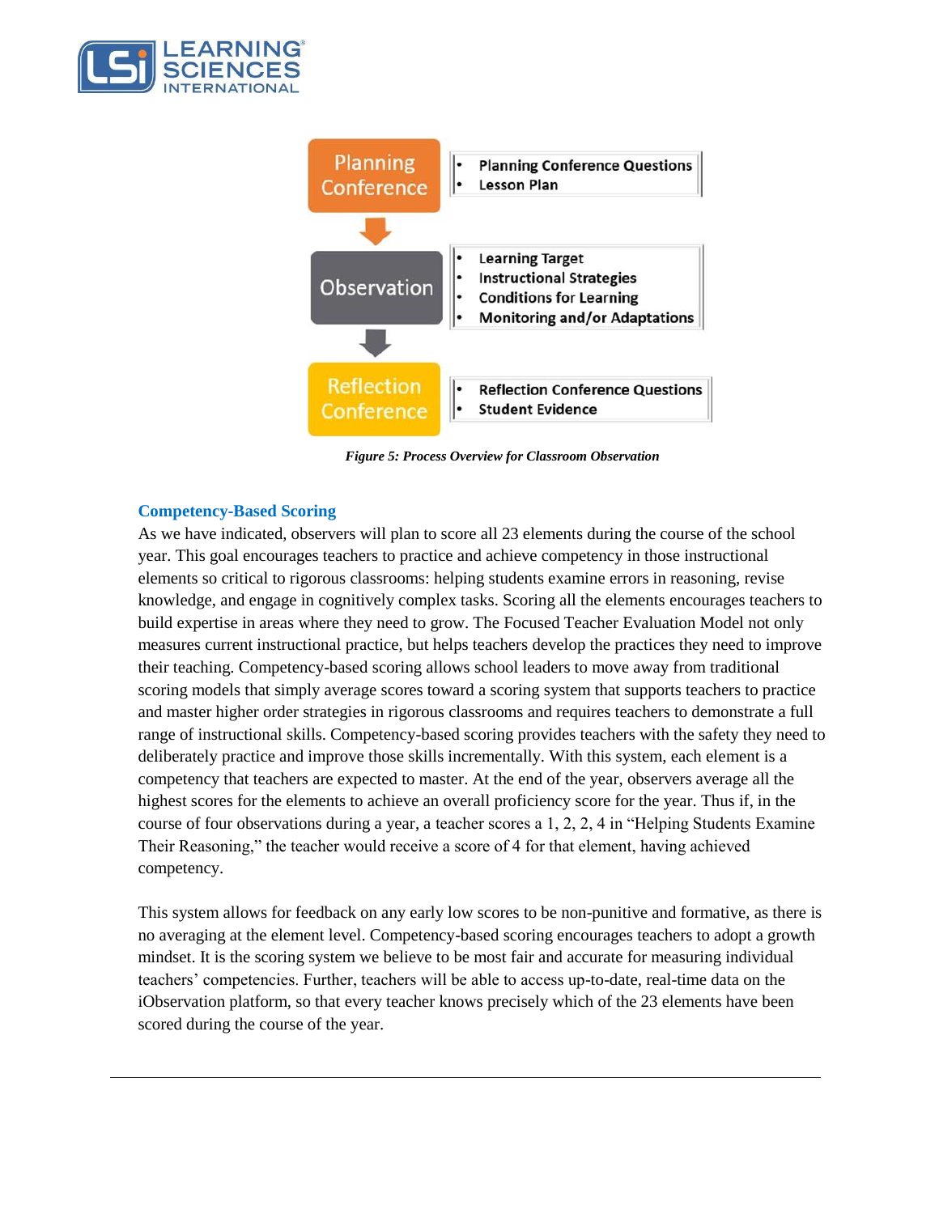Planning Conference
- Planning Conference Questions
- Lesson Plan

Observation
- Learning Target
- Instructional Strategies
- Conditions for Learning
- Monitoring and/or Adaptations

Reflection Conference
- Reflection Conference Questions
- Student Evidence

***Figure 5: Process Overview for Classroom Observation***

### Competency-Based Scoring

As we have indicated, observers will plan to score all 23 elements during the course of the school year. This goal encourages teachers to practice and achieve competency in those instructional elements so critical to rigorous classrooms: helping students examine errors in reasoning, revise knowledge, and engage in cognitively complex tasks. Scoring all the elements encourages teachers to build expertise in areas where they need to grow. The Focused Teacher Evaluation Model not only measures current instructional practice, but helps teachers develop the practices they need to improve their teaching. Competency-based scoring allows school leaders to move away from traditional scoring models that simply average scores toward a scoring system that supports teachers to practice and master higher order strategies in rigorous classrooms and requires teachers to demonstrate a full range of instructional skills. Competency-based scoring provides teachers with the safety they need to deliberately practice and improve those skills incrementally. With this system, each element is a competency that teachers are expected to master. At the end of the year, observers average all the highest scores for the elements to achieve an overall proficiency score for the year. Thus if, in the course of four observations during a year, a teacher scores a 1, 2, 2, 4 in "Helping Students Examine Their Reasoning," the teacher would receive a score of 4 for that element, having achieved competency.

This system allows for feedback on any early low scores to be non-punitive and formative, as there is no averaging at the element level. Competency-based scoring encourages teachers to adopt a growth mindset. It is the scoring system we believe to be most fair and accurate for measuring individual teachers' competencies. Further, teachers will be able to access up-to-date, real-time data on the iObservation platform, so that every teacher knows precisely which of the 23 elements have been scored during the course of the year.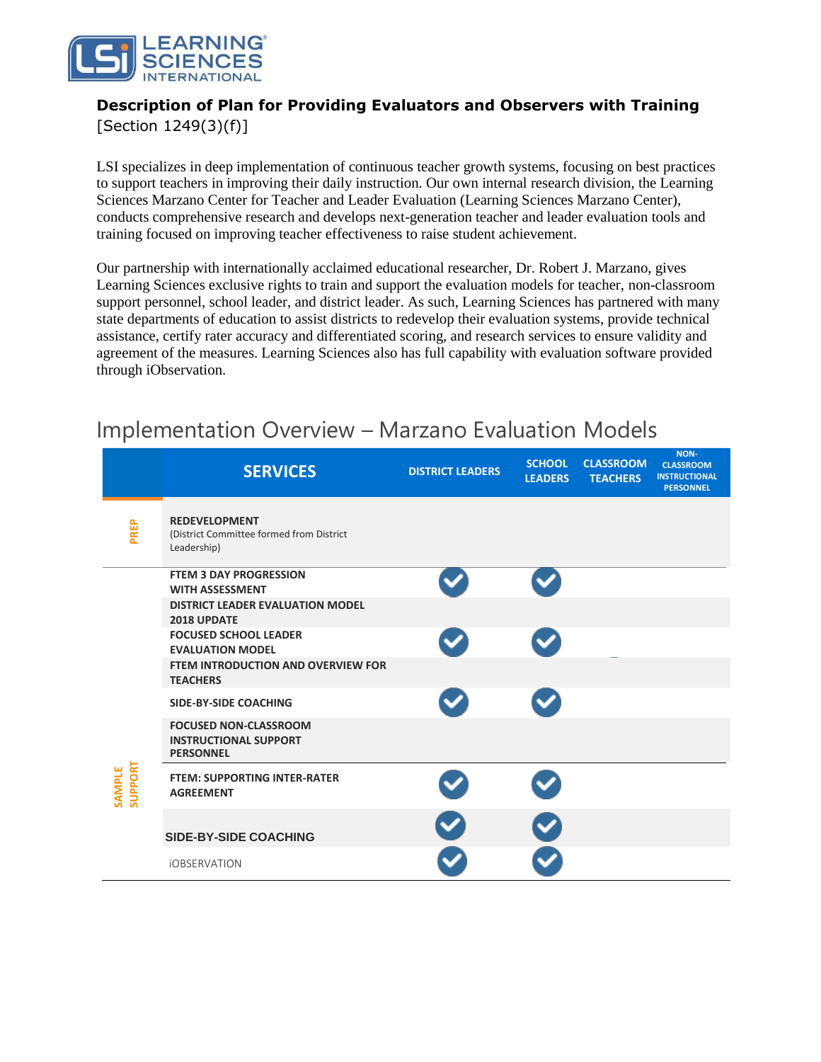**Description of Plan for Providing Evaluators and Observers with Training**
[Section 1249(3)(f)]

LSI specializes in deep implementation of continuous teacher growth systems, focusing on best practices to support teachers in improving their daily instruction. Our own internal research division, the Learning Sciences Marzano Center for Teacher and Leader Evaluation (Learning Sciences Marzano Center), conducts comprehensive research and develops next-generation teacher and leader evaluation tools and training focused on improving teacher effectiveness to raise student achievement.

Our partnership with internationally acclaimed educational researcher, Dr. Robert J. Marzano, gives Learning Sciences exclusive rights to train and support the evaluation models for teacher, non-classroom support personnel, school leader, and district leader. As such, Learning Sciences has partnered with many state departments of education to assist districts to redevelop their evaluation systems, provide technical assistance, certify rater accuracy and differentiated scoring, and research services to ensure validity and agreement of the measures. Learning Sciences also has full capability with evaluation software provided through iObservation.

## Implementation Overview – Marzano Evaluation Models

| | SERVICES | DISTRICT LEADERS | SCHOOL LEADERS | CLASSROOM TEACHERS | NON-CLASSROOM INSTRUCTIONAL PERSONNEL |
|---|---|---|---|---|---|
| PREP | **REDEVELOPMENT** (District Committee formed from District Leadership) | | | | |
| SAMPLE SUPPORT | **FTEM 3 DAY PROGRESSION WITH ASSESSMENT** | ✓ | ✓ | | |
| | **DISTRICT LEADER EVALUATION MODEL 2018 UPDATE** | | | | |
| | **FOCUSED SCHOOL LEADER EVALUATION MODEL** | ✓ | ✓ | | |
| | **FTEM INTRODUCTION AND OVERVIEW FOR TEACHERS** | | | | |
| | **SIDE-BY-SIDE COACHING** | ✓ | ✓ | | |
| | **FOCUSED NON-CLASSROOM INSTRUCTIONAL SUPPORT PERSONNEL** | | | | |
| | **FTEM: SUPPORTING INTER-RATER AGREEMENT** | ✓ | ✓ | | |
| | **SIDE-BY-SIDE COACHING** | ✓ | ✓ | | |
| | iOBSERVATION | ✓ | ✓ | | |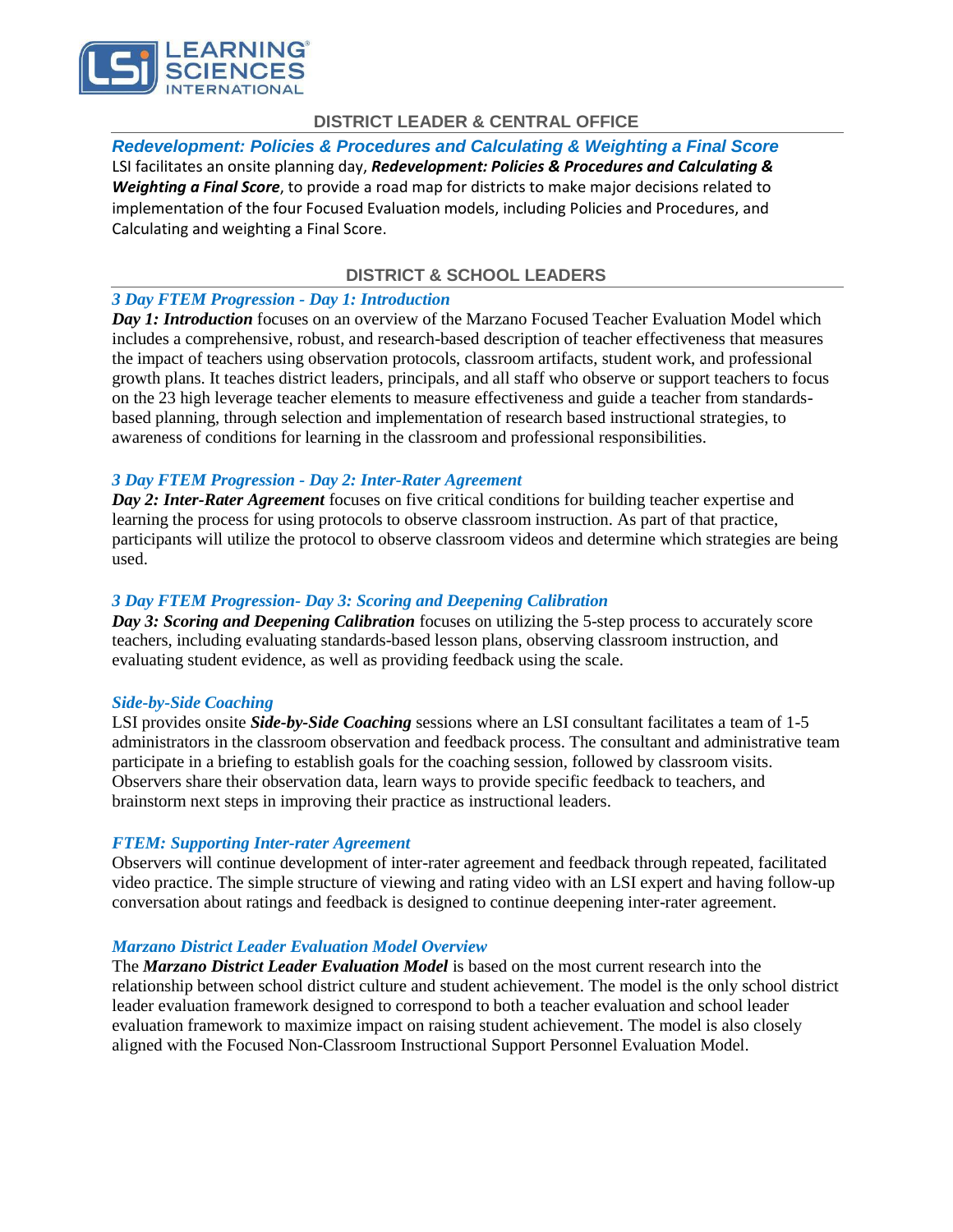## DISTRICT LEADER & CENTRAL OFFICE

### *Redevelopment: Policies & Procedures and Calculating & Weighting a Final Score*

LSI facilitates an onsite planning day, ***Redevelopment: Policies & Procedures and Calculating & Weighting a Final Score***, to provide a road map for districts to make major decisions related to implementation of the four Focused Evaluation models, including Policies and Procedures, and Calculating and weighting a Final Score.

## DISTRICT & SCHOOL LEADERS

### *3 Day FTEM Progression - Day 1: Introduction*

***Day 1: Introduction*** focuses on an overview of the Marzano Focused Teacher Evaluation Model which includes a comprehensive, robust, and research-based description of teacher effectiveness that measures the impact of teachers using observation protocols, classroom artifacts, student work, and professional growth plans. It teaches district leaders, principals, and all staff who observe or support teachers to focus on the 23 high leverage teacher elements to measure effectiveness and guide a teacher from standards-based planning, through selection and implementation of research based instructional strategies, to awareness of conditions for learning in the classroom and professional responsibilities.

### *3 Day FTEM Progression - Day 2: Inter-Rater Agreement*

***Day 2: Inter-Rater Agreement*** focuses on five critical conditions for building teacher expertise and learning the process for using protocols to observe classroom instruction. As part of that practice, participants will utilize the protocol to observe classroom videos and determine which strategies are being used.

### *3 Day FTEM Progression- Day 3: Scoring and Deepening Calibration*

***Day 3: Scoring and Deepening Calibration*** focuses on utilizing the 5-step process to accurately score teachers, including evaluating standards-based lesson plans, observing classroom instruction, and evaluating student evidence, as well as providing feedback using the scale.

### *Side-by-Side Coaching*

LSI provides onsite ***Side-by-Side Coaching*** sessions where an LSI consultant facilitates a team of 1-5 administrators in the classroom observation and feedback process. The consultant and administrative team participate in a briefing to establish goals for the coaching session, followed by classroom visits. Observers share their observation data, learn ways to provide specific feedback to teachers, and brainstorm next steps in improving their practice as instructional leaders.

### *FTEM: Supporting Inter-rater Agreement*

Observers will continue development of inter-rater agreement and feedback through repeated, facilitated video practice. The simple structure of viewing and rating video with an LSI expert and having follow-up conversation about ratings and feedback is designed to continue deepening inter-rater agreement.

### *Marzano District Leader Evaluation Model Overview*

The ***Marzano District Leader Evaluation Model*** is based on the most current research into the relationship between school district culture and student achievement. The model is the only school district leader evaluation framework designed to correspond to both a teacher evaluation and school leader evaluation framework to maximize impact on raising student achievement. The model is also closely aligned with the Focused Non-Classroom Instructional Support Personnel Evaluation Model.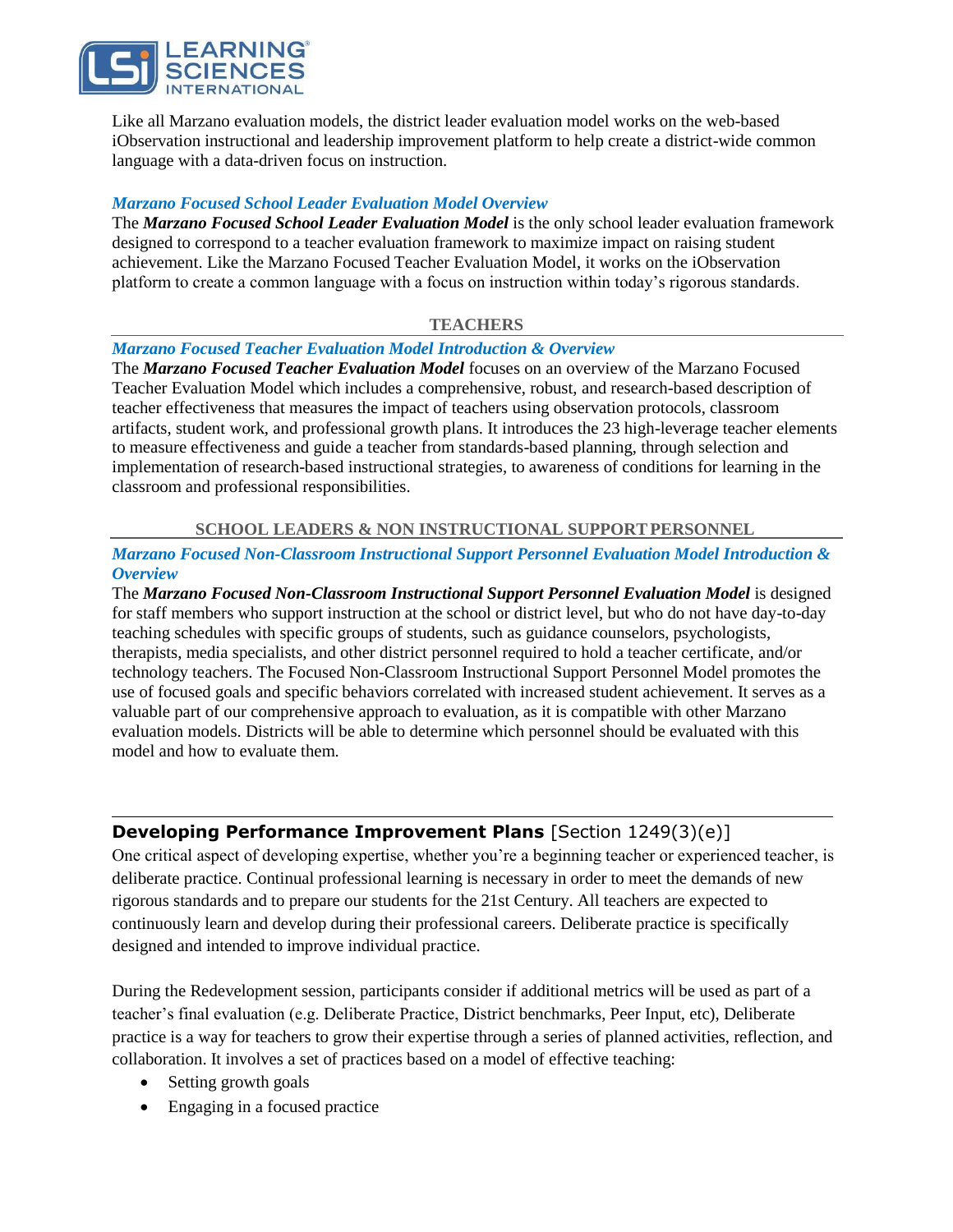Like all Marzano evaluation models, the district leader evaluation model works on the web-based iObservation instructional and leadership improvement platform to help create a district-wide common language with a data-driven focus on instruction.

***Marzano Focused School Leader Evaluation Model Overview***

The ***Marzano Focused School Leader Evaluation Model*** is the only school leader evaluation framework designed to correspond to a teacher evaluation framework to maximize impact on raising student achievement. Like the Marzano Focused Teacher Evaluation Model, it works on the iObservation platform to create a common language with a focus on instruction within today's rigorous standards.

### TEACHERS

***Marzano Focused Teacher Evaluation Model Introduction & Overview***

The ***Marzano Focused Teacher Evaluation Model*** focuses on an overview of the Marzano Focused Teacher Evaluation Model which includes a comprehensive, robust, and research-based description of teacher effectiveness that measures the impact of teachers using observation protocols, classroom artifacts, student work, and professional growth plans. It introduces the 23 high-leverage teacher elements to measure effectiveness and guide a teacher from standards-based planning, through selection and implementation of research-based instructional strategies, to awareness of conditions for learning in the classroom and professional responsibilities.

### SCHOOL LEADERS & NON INSTRUCTIONAL SUPPORT PERSONNEL

***Marzano Focused Non-Classroom Instructional Support Personnel Evaluation Model Introduction & Overview***

The ***Marzano Focused Non-Classroom Instructional Support Personnel Evaluation Model*** is designed for staff members who support instruction at the school or district level, but who do not have day-to-day teaching schedules with specific groups of students, such as guidance counselors, psychologists, therapists, media specialists, and other district personnel required to hold a teacher certificate, and/or technology teachers. The Focused Non-Classroom Instructional Support Personnel Model promotes the use of focused goals and specific behaviors correlated with increased student achievement. It serves as a valuable part of our comprehensive approach to evaluation, as it is compatible with other Marzano evaluation models. Districts will be able to determine which personnel should be evaluated with this model and how to evaluate them.

## **Developing Performance Improvement Plans** [Section 1249(3)(e)]

One critical aspect of developing expertise, whether you're a beginning teacher or experienced teacher, is deliberate practice. Continual professional learning is necessary in order to meet the demands of new rigorous standards and to prepare our students for the 21st Century. All teachers are expected to continuously learn and develop during their professional careers. Deliberate practice is specifically designed and intended to improve individual practice.

During the Redevelopment session, participants consider if additional metrics will be used as part of a teacher's final evaluation (e.g. Deliberate Practice, District benchmarks, Peer Input, etc), Deliberate practice is a way for teachers to grow their expertise through a series of planned activities, reflection, and collaboration. It involves a set of practices based on a model of effective teaching:

- Setting growth goals
- Engaging in a focused practice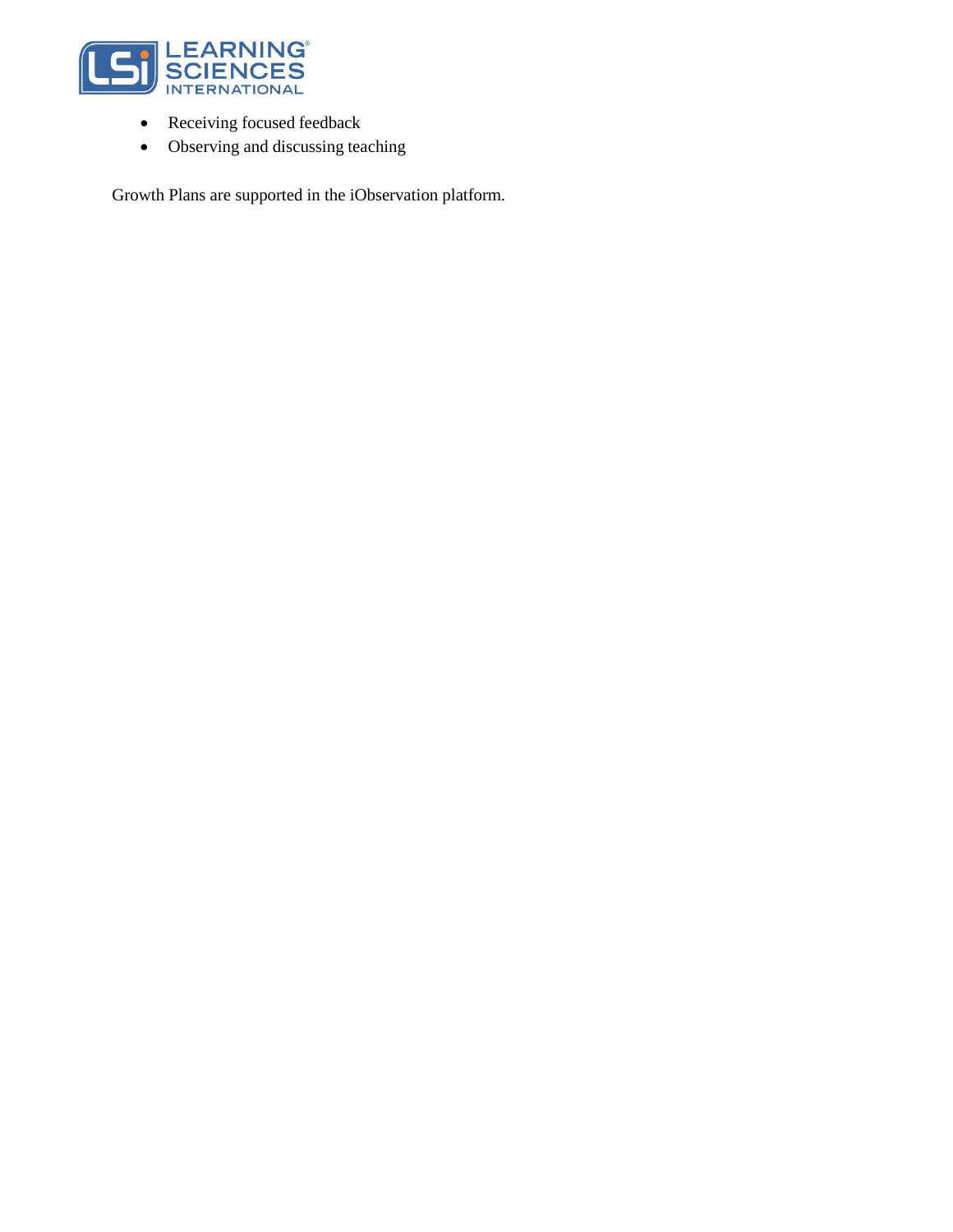- Receiving focused feedback
- Observing and discussing teaching

Growth Plans are supported in the iObservation platform.